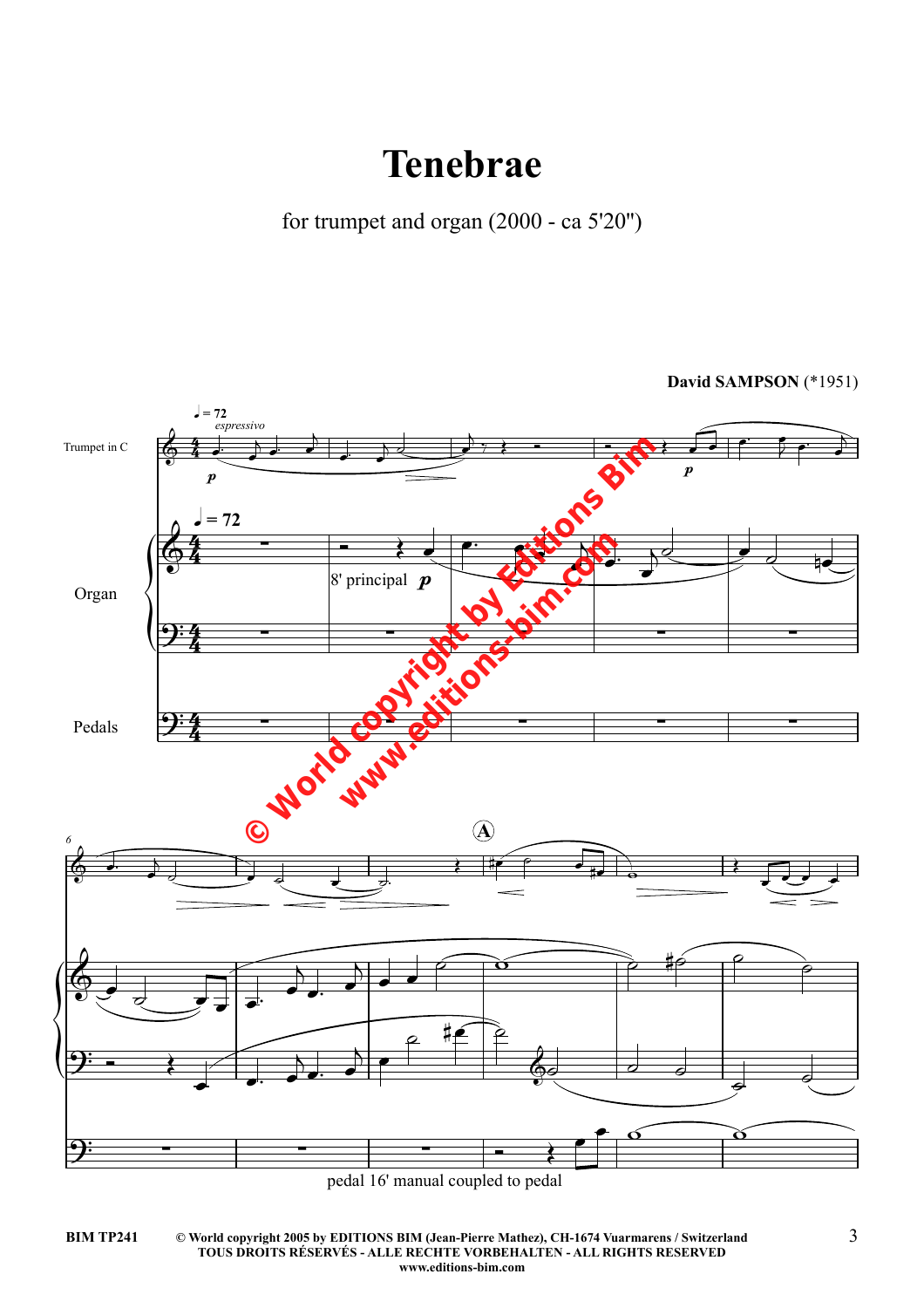# Tenebrae

for trumpet and organ (2000 - ca 5'20")

**David SAMPSON** (*1951)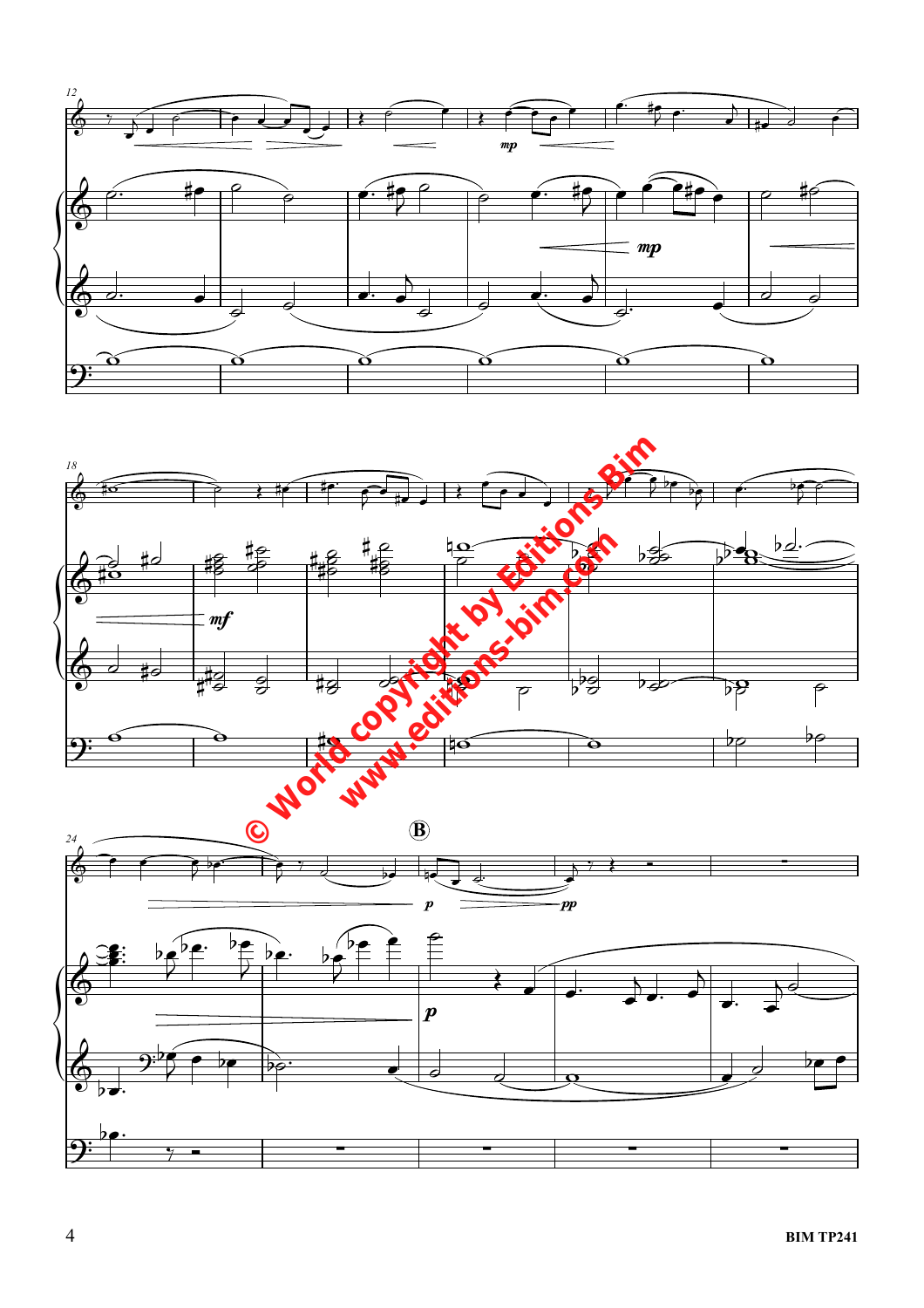© World copyright by Editions Bim
www.editions-bim.com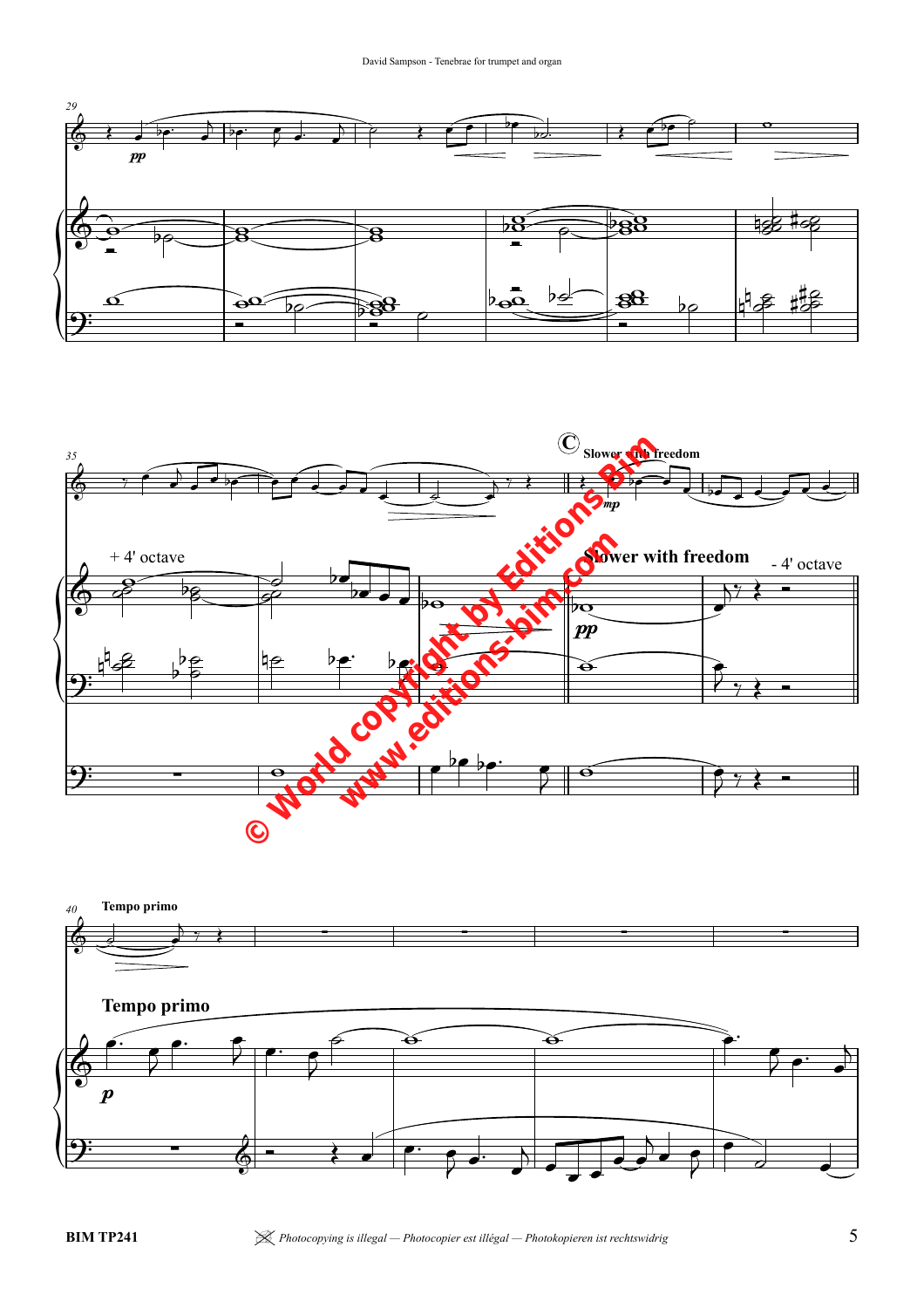29

*pp*

35

\+ 4' octave

C

Slower with freedom

*mp*

Slower with freedom

*pp*

\- 4' octave

40

Tempo primo

Tempo primo

*p*